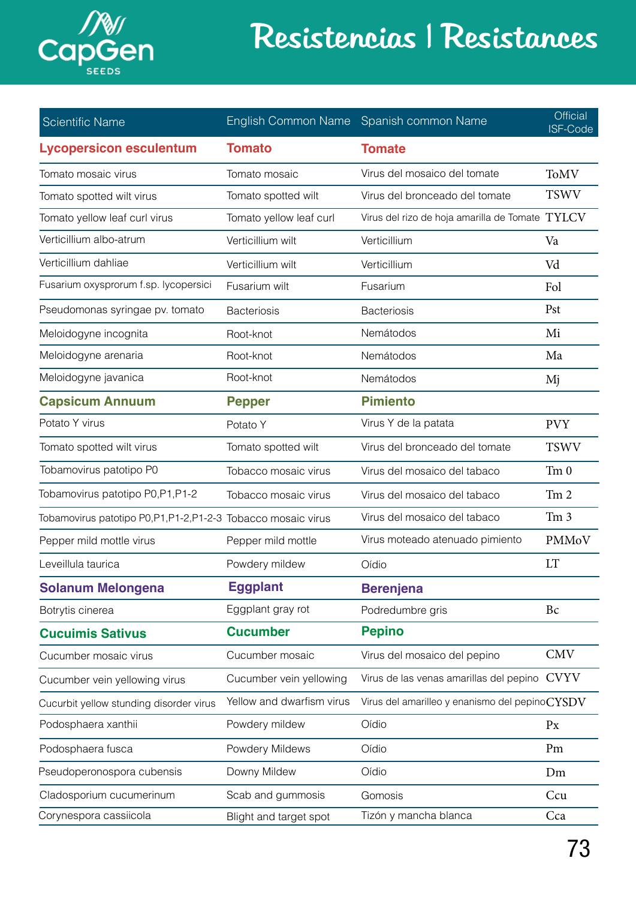# Resistencias | Resistances

| Scientific Name | English Common Name | Spanish common Name | Official ISF-Code |
|---|---|---|---|
| **Lycopersicon esculentum** | **Tomato** | **Tomate** | |
| Tomato mosaic virus | Tomato mosaic | Virus del mosaico del tomate | ToMV |
| Tomato spotted wilt virus | Tomato spotted wilt | Virus del bronceado del tomate | TSWV |
| Tomato yellow leaf curl virus | Tomato yellow leaf curl | Virus del rizo de hoja amarilla de Tomate | TYLCV |
| Verticillium albo-atrum | Verticillium wilt | Verticillium | Va |
| Verticillium dahliae | Verticillium wilt | Verticillium | Vd |
| Fusarium oxysprorum f.sp. lycopersici | Fusarium wilt | Fusarium | Fol |
| Pseudomonas syringae pv. tomato | Bacteriosis | Bacteriosis | Pst |
| Meloidogyne incognita | Root-knot | Nemátodos | Mi |
| Meloidogyne arenaria | Root-knot | Nemátodos | Ma |
| Meloidogyne javanica | Root-knot | Nemátodos | Mj |
| **Capsicum Annuum** | **Pepper** | **Pimiento** | |
| Potato Y virus | Potato Y | Virus Y de la patata | PVY |
| Tomato spotted wilt virus | Tomato spotted wilt | Virus del bronceado del tomate | TSWV |
| Tobamovirus patotipo P0 | Tobacco mosaic virus | Virus del mosaico del tabaco | Tm 0 |
| Tobamovirus patotipo P0,P1,P1-2 | Tobacco mosaic virus | Virus del mosaico del tabaco | Tm 2 |
| Tobamovirus patotipo P0,P1,P1-2,P1-2-3 | Tobacco mosaic virus | Virus del mosaico del tabaco | Tm 3 |
| Pepper mild mottle virus | Pepper mild mottle | Virus moteado atenuado pimiento | PMMoV |
| Leveillula taurica | Powdery mildew | Oídio | LT |
| **Solanum Melongena** | **Eggplant** | **Berenjena** | |
| Botrytis cinerea | Eggplant gray rot | Podredumbre gris | Bc |
| **Cucuimis Sativus** | **Cucumber** | **Pepino** | |
| Cucumber mosaic virus | Cucumber mosaic | Virus del mosaico del pepino | CMV |
| Cucumber vein yellowing virus | Cucumber vein yellowing | Virus de las venas amarillas del pepino | CVYV |
| Cucurbit yellow stunding disorder virus | Yellow and dwarfism virus | Virus del amarilleo y enanismo del pepino | CYSDV |
| Podosphaera xanthii | Powdery mildew | Oídio | Px |
| Podosphaera fusca | Powdery Mildews | Oídio | Pm |
| Pseudoperonospora cubensis | Downy Mildew | Oídio | Dm |
| Cladosporium cucumerinum | Scab and gummosis | Gomosis | Ccu |
| Corynespora cassiicola | Blight and target spot | Tizón y mancha blanca | Cca |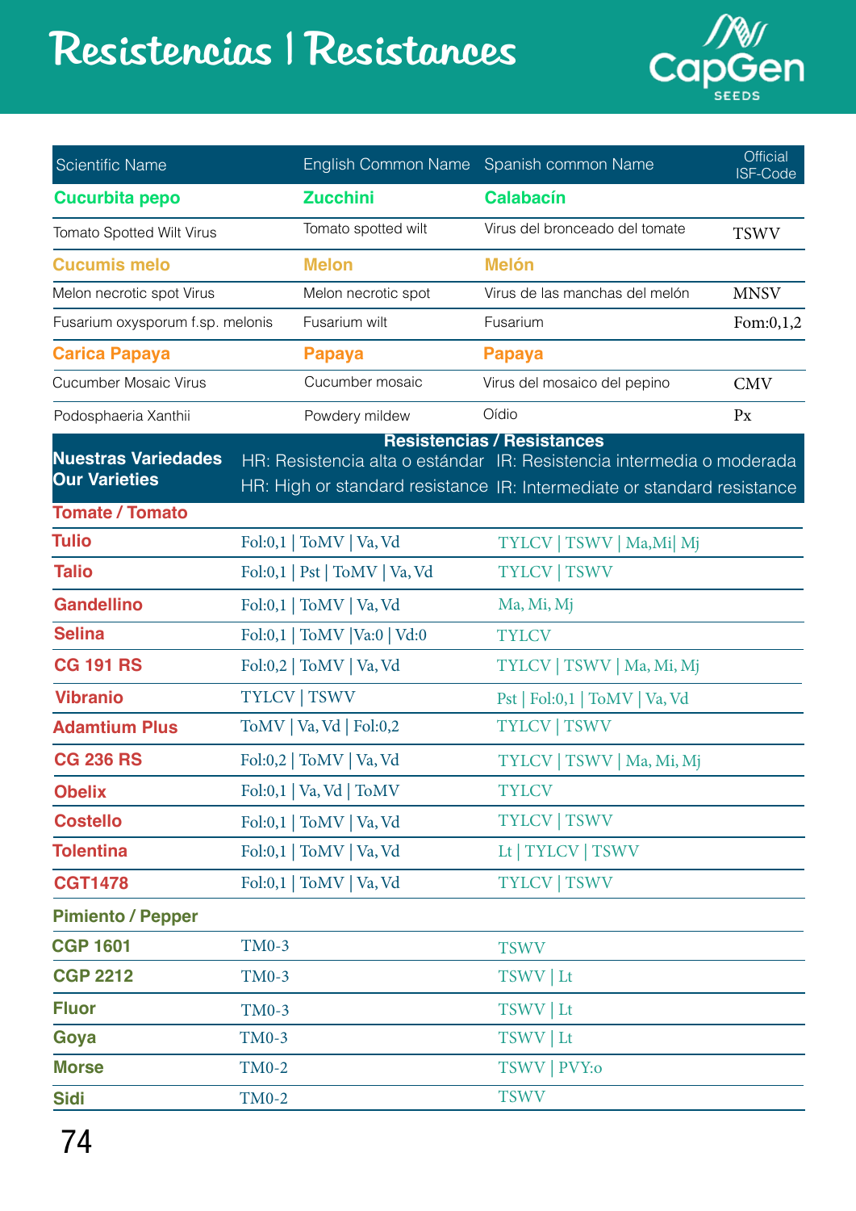# Resistencias | Resistances

CapGen SEEDS

| Scientific Name | English Common Name | Spanish common Name | Official ISF-Code |
|---|---|---|---|
| **Cucurbita pepo** | **Zucchini** | **Calabacín** | |
| Tomato Spotted Wilt Virus | Tomato spotted wilt | Virus del bronceado del tomate | TSWV |
| **Cucumis melo** | **Melon** | **Melón** | |
| Melon necrotic spot Virus | Melon necrotic spot | Virus de las manchas del melón | MNSV |
| Fusarium oxysporum f.sp. melonis | Fusarium wilt | Fusarium | Fom:0,1,2 |
| **Carica Papaya** | **Papaya** | **Papaya** | |
| Cucumber Mosaic Virus | Cucumber mosaic | Virus del mosaico del pepino | CMV |
| Podosphaeria Xanthii | Powdery mildew | Oídio | Px |

| Nuestras Variedades / Our Varieties | Resistencias / Resistances — HR: Resistencia alta o estándar / HR: High or standard resistance | IR: Resistencia intermedia o moderada / IR: Intermediate or standard resistance |
|---|---|---|
| **Tomate / Tomato** | | |
| **Tulio** | Fol:0,1 \| ToMV \| Va, Vd | TYLCV \| TSWV \| Ma,Mi\| Mj |
| **Talio** | Fol:0,1 \| Pst \| ToMV \| Va, Vd | TYLCV \| TSWV |
| **Gandellino** | Fol:0,1 \| ToMV \| Va, Vd | Ma, Mi, Mj |
| **Selina** | Fol:0,1 \| ToMV \|Va:0 \| Vd:0 | TYLCV |
| **CG 191 RS** | Fol:0,2 \| ToMV \| Va, Vd | TYLCV \| TSWV \| Ma, Mi, Mj |
| **Vibranio** | TYLCV \| TSWV | Pst \| Fol:0,1 \| ToMV \| Va, Vd |
| **Adamtium Plus** | ToMV \| Va, Vd \| Fol:0,2 | TYLCV \| TSWV |
| **CG 236 RS** | Fol:0,2 \| ToMV \| Va, Vd | TYLCV \| TSWV \| Ma, Mi, Mj |
| **Obelix** | Fol:0,1 \| Va, Vd \| ToMV | TYLCV |
| **Costello** | Fol:0,1 \| ToMV \| Va, Vd | TYLCV \| TSWV |
| **Tolentina** | Fol:0,1 \| ToMV \| Va, Vd | Lt \| TYLCV \| TSWV |
| **CGT1478** | Fol:0,1 \| ToMV \| Va, Vd | TYLCV \| TSWV |
| **Pimiento / Pepper** | | |
| **CGP 1601** | TM0-3 | TSWV |
| **CGP 2212** | TM0-3 | TSWV \| Lt |
| **Fluor** | TM0-3 | TSWV \| Lt |
| **Goya** | TM0-3 | TSWV \| Lt |
| **Morse** | TM0-2 | TSWV \| PVY:o |
| **Sidi** | TM0-2 | TSWV |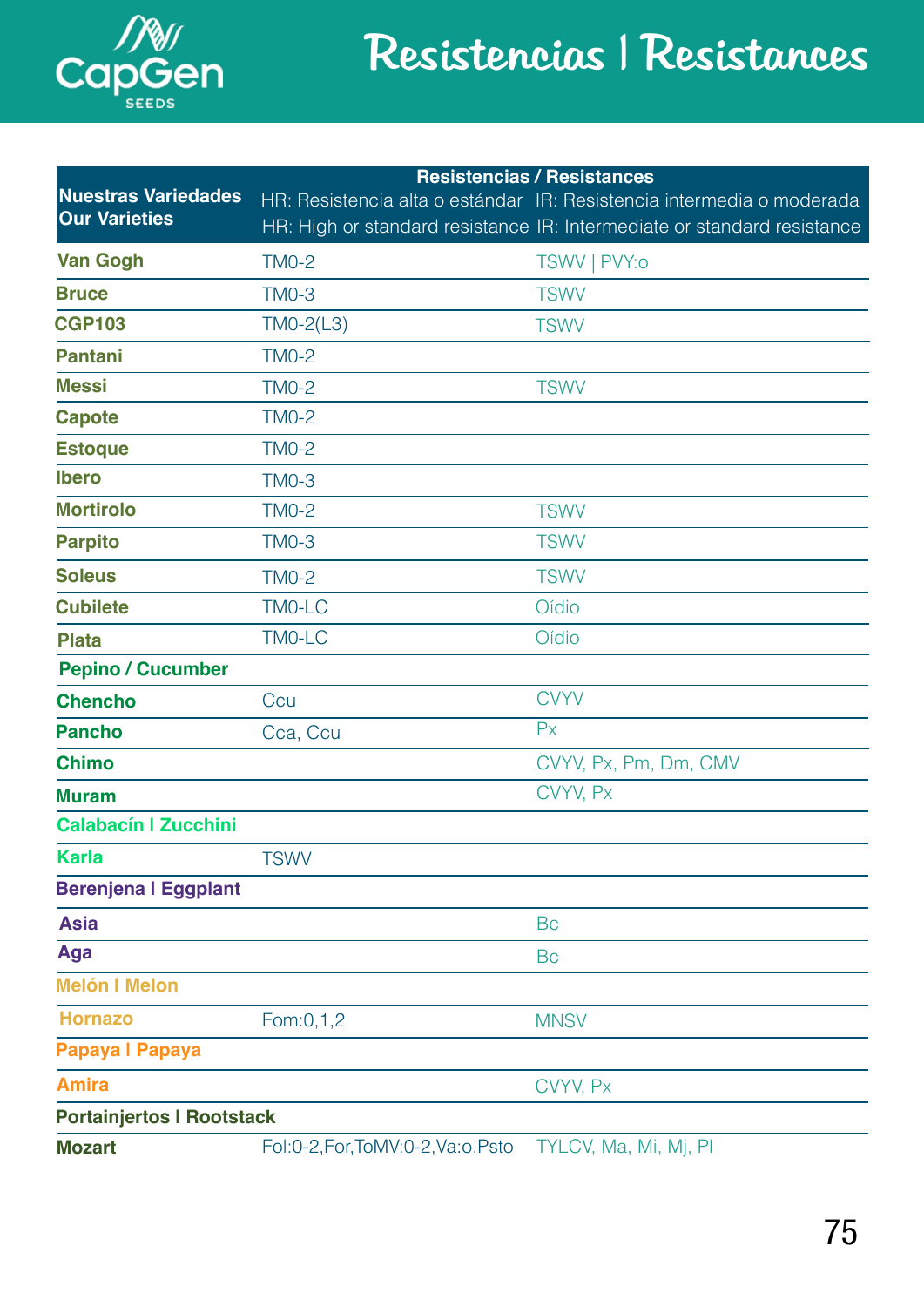# Resistencias | Resistances

| Nuestras Variedades<br>Our Varieties | Resistencias / Resistances<br>HR: Resistencia alta o estándar<br>HR: High or standard resistance | IR: Resistencia intermedia o moderada<br>IR: Intermediate or standard resistance |
|---|---|---|
| **Van Gogh** | TM0-2 | TSWV \| PVY:o |
| **Bruce** | TM0-3 | TSWV |
| **CGP103** | TM0-2(L3) | TSWV |
| **Pantani** | TM0-2 | |
| **Messi** | TM0-2 | TSWV |
| **Capote** | TM0-2 | |
| **Estoque** | TM0-2 | |
| **Ibero** | TM0-3 | |
| **Mortirolo** | TM0-2 | TSWV |
| **Parpito** | TM0-3 | TSWV |
| **Soleus** | TM0-2 | TSWV |
| **Cubilete** | TM0-LC | Oídio |
| **Plata** | TM0-LC | Oídio |
| **Pepino / Cucumber** | | |
| **Chencho** | Ccu | CVYV |
| **Pancho** | Cca, Ccu | Px |
| **Chimo** | | CVYV, Px, Pm, Dm, CMV |
| **Muram** | | CVYV, Px |
| **Calabacín I Zucchini** | | |
| **Karla** | TSWV | |
| **Berenjena I Eggplant** | | |
| **Asia** | | Bc |
| **Aga** | | Bc |
| **Melón I Melon** | | |
| **Hornazo** | Fom:0,1,2 | MNSV |
| **Papaya I Papaya** | | |
| **Amira** | | CVYV, Px |
| **Portainjertos I Rootstack** | | |
| **Mozart** | Fol:0-2,For,ToMV:0-2,Va:o,Psto | TYLCV, Ma, Mi, Mj, Pl |